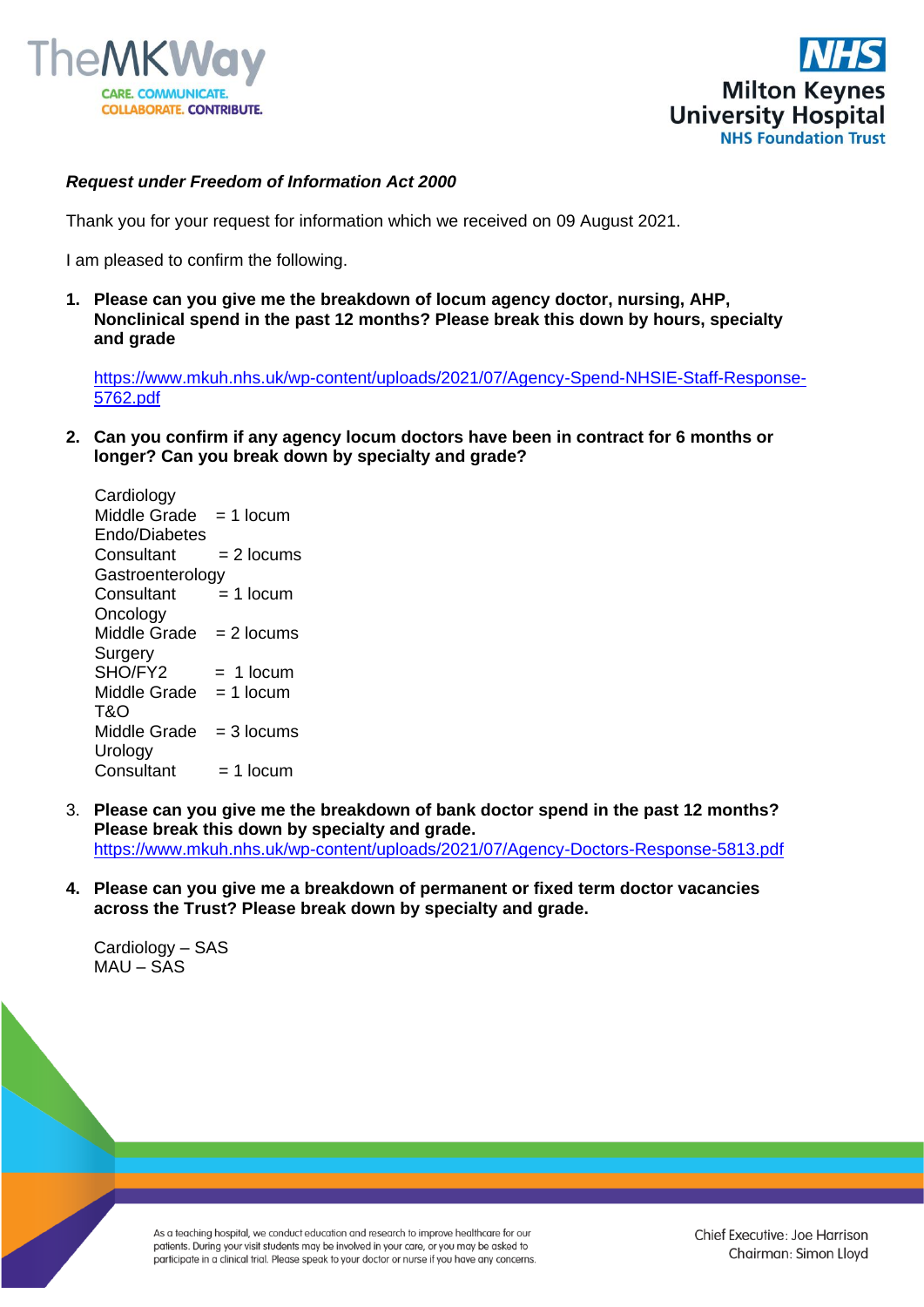*Request under Freedom of Information Act 2000*

Thank you for your request for information which we received on 09 August 2021.

I am pleased to confirm the following.

1. **Please can you give me the breakdown of locum agency doctor, nursing, AHP, Nonclinical spend in the past 12 months? Please break this down by hours, specialty and grade**

   https://www.mkuh.nhs.uk/wp-content/uploads/2021/07/Agency-Spend-NHSIE-Staff-Response-5762.pdf

2. **Can you confirm if any agency locum doctors have been in contract for 6 months or longer? Can you break down by specialty and grade?**

   Cardiology
   Middle Grade = 1 locum
   Endo/Diabetes
   Consultant = 2 locums
   Gastroenterology
   Consultant = 1 locum
   Oncology
   Middle Grade = 2 locums
   Surgery
   SHO/FY2 = 1 locum
   Middle Grade = 1 locum
   T&O
   Middle Grade = 3 locums
   Urology
   Consultant = 1 locum

3. **Please can you give me the breakdown of bank doctor spend in the past 12 months? Please break this down by specialty and grade.**
   https://www.mkuh.nhs.uk/wp-content/uploads/2021/07/Agency-Doctors-Response-5813.pdf

4. **Please can you give me a breakdown of permanent or fixed term doctor vacancies across the Trust? Please break down by specialty and grade.**

   Cardiology – SAS
   MAU – SAS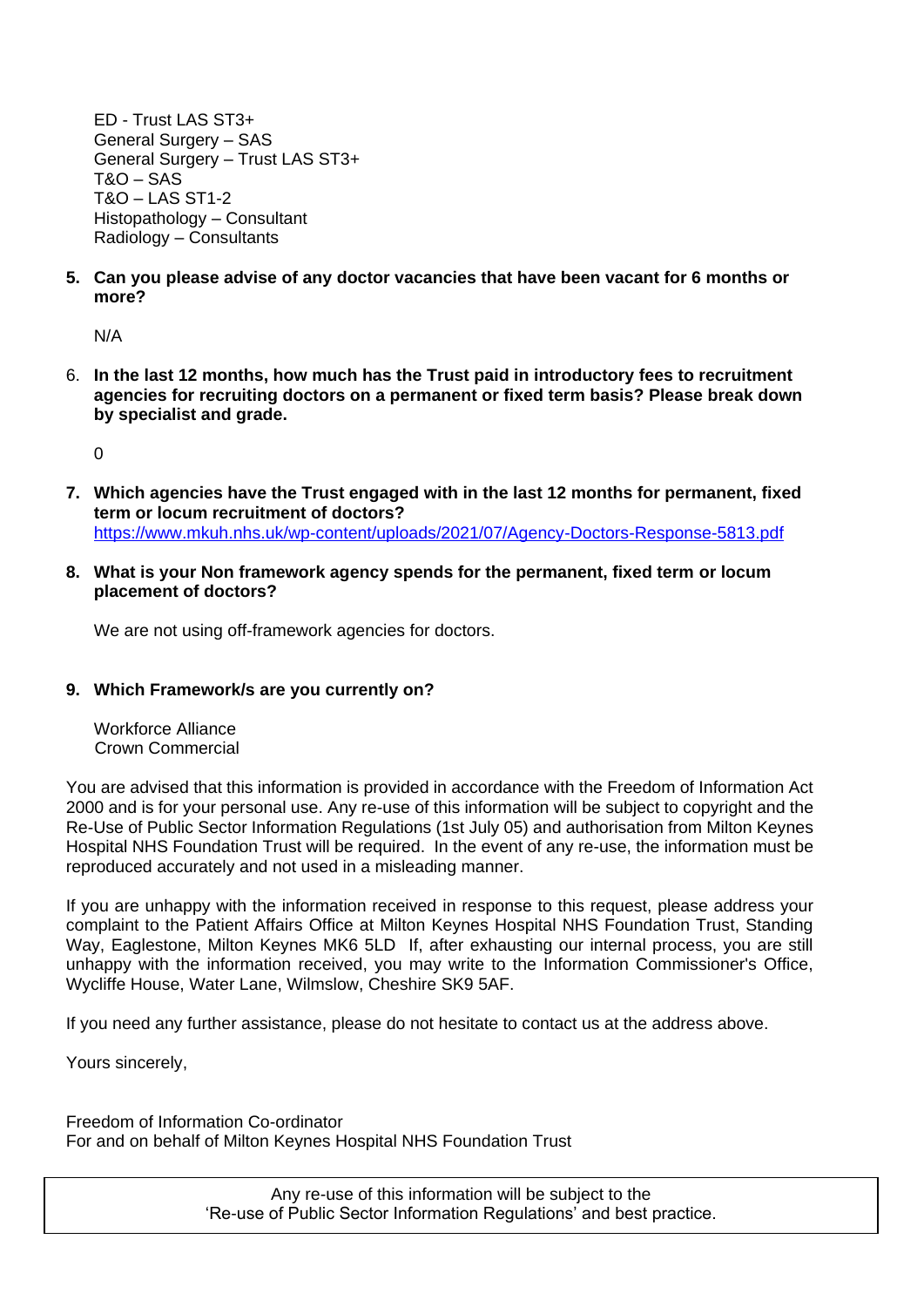ED - Trust LAS ST3+
General Surgery – SAS
General Surgery – Trust LAS ST3+
T&O – SAS
T&O – LAS ST1-2
Histopathology – Consultant
Radiology – Consultants

5. **Can you please advise of any doctor vacancies that have been vacant for 6 months or more?**

   N/A

6. **In the last 12 months, how much has the Trust paid in introductory fees to recruitment agencies for recruiting doctors on a permanent or fixed term basis? Please break down by specialist and grade.**

   0

7. **Which agencies have the Trust engaged with in the last 12 months for permanent, fixed term or locum recruitment of doctors?**
   https://www.mkuh.nhs.uk/wp-content/uploads/2021/07/Agency-Doctors-Response-5813.pdf

8. **What is your Non framework agency spends for the permanent, fixed term or locum placement of doctors?**

   We are not using off-framework agencies for doctors.

9. **Which Framework/s are you currently on?**

   Workforce Alliance
   Crown Commercial

You are advised that this information is provided in accordance with the Freedom of Information Act 2000 and is for your personal use. Any re-use of this information will be subject to copyright and the Re-Use of Public Sector Information Regulations (1st July 05) and authorisation from Milton Keynes Hospital NHS Foundation Trust will be required. In the event of any re-use, the information must be reproduced accurately and not used in a misleading manner.

If you are unhappy with the information received in response to this request, please address your complaint to the Patient Affairs Office at Milton Keynes Hospital NHS Foundation Trust, Standing Way, Eaglestone, Milton Keynes MK6 5LD If, after exhausting our internal process, you are still unhappy with the information received, you may write to the Information Commissioner's Office, Wycliffe House, Water Lane, Wilmslow, Cheshire SK9 5AF.

If you need any further assistance, please do not hesitate to contact us at the address above.

Yours sincerely,

Freedom of Information Co-ordinator
For and on behalf of Milton Keynes Hospital NHS Foundation Trust

Any re-use of this information will be subject to the
'Re-use of Public Sector Information Regulations' and best practice.